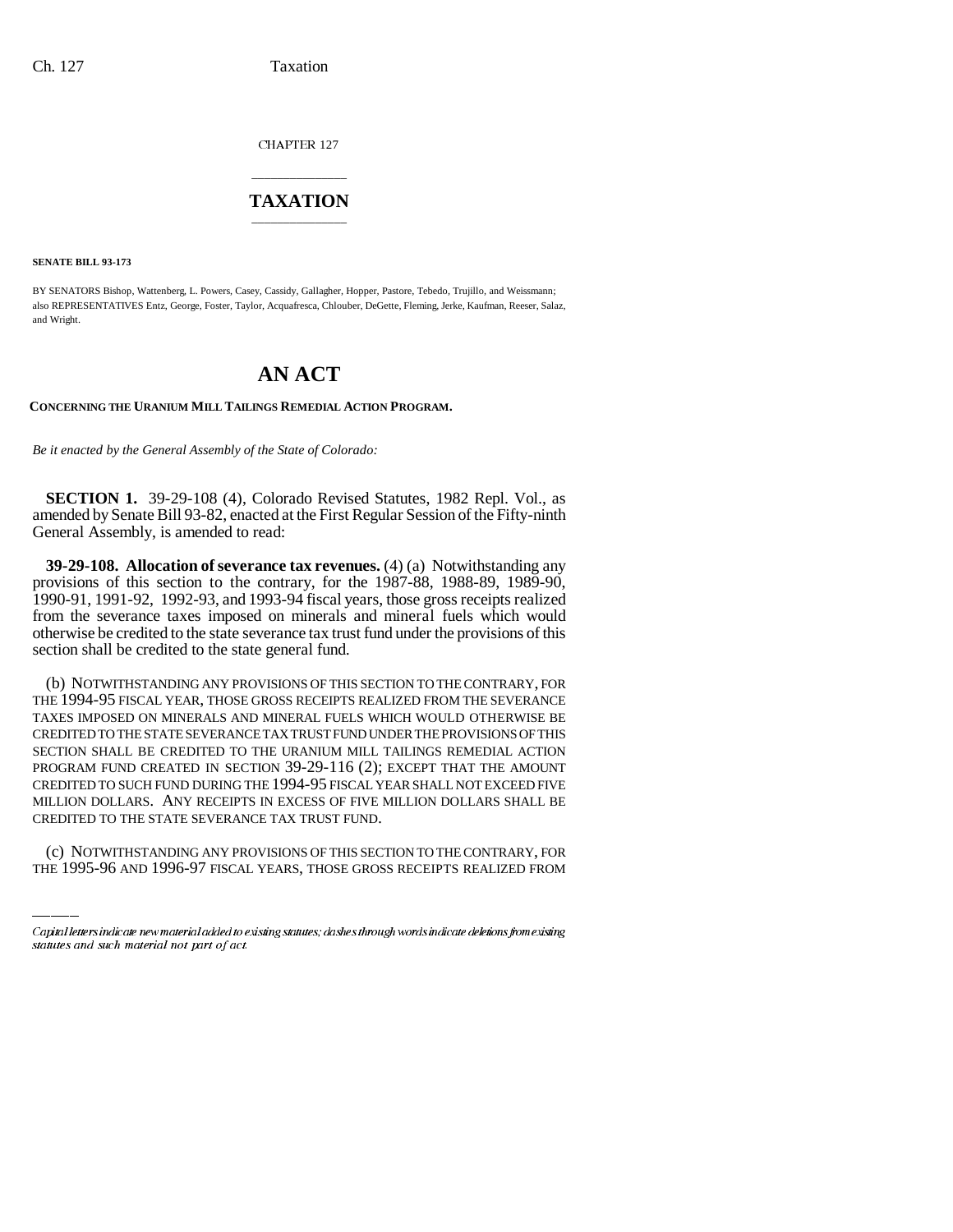CHAPTER 127

# TAXATION

**SENATE BILL 93-173**

BY SENATORS Bishop, Wattenberg, L. Powers, Casey, Cassidy, Gallagher, Hopper, Pastore, Tebedo, Trujillo, and Weissmann; also REPRESENTATIVES Entz, George, Foster, Taylor, Acquafresca, Chlouber, DeGette, Fleming, Jerke, Kaufman, Reeser, Salaz, and Wright.

# AN ACT

**CONCERNING THE URANIUM MILL TAILINGS REMEDIAL ACTION PROGRAM.**

*Be it enacted by the General Assembly of the State of Colorado:*

**SECTION 1.** 39-29-108 (4), Colorado Revised Statutes, 1982 Repl. Vol., as amended by Senate Bill 93-82, enacted at the First Regular Session of the Fifty-ninth General Assembly, is amended to read:

**39-29-108. Allocation of severance tax revenues.** (4) (a) Notwithstanding any provisions of this section to the contrary, for the 1987-88, 1988-89, 1989-90, 1990-91, 1991-92, 1992-93, and 1993-94 fiscal years, those gross receipts realized from the severance taxes imposed on minerals and mineral fuels which would otherwise be credited to the state severance tax trust fund under the provisions of this section shall be credited to the state general fund.

(b) NOTWITHSTANDING ANY PROVISIONS OF THIS SECTION TO THE CONTRARY, FOR THE 1994-95 FISCAL YEAR, THOSE GROSS RECEIPTS REALIZED FROM THE SEVERANCE TAXES IMPOSED ON MINERALS AND MINERAL FUELS WHICH WOULD OTHERWISE BE CREDITED TO THE STATE SEVERANCE TAX TRUST FUND UNDER THE PROVISIONS OF THIS SECTION SHALL BE CREDITED TO THE URANIUM MILL TAILINGS REMEDIAL ACTION PROGRAM FUND CREATED IN SECTION 39-29-116 (2); EXCEPT THAT THE AMOUNT CREDITED TO SUCH FUND DURING THE 1994-95 FISCAL YEAR SHALL NOT EXCEED FIVE MILLION DOLLARS. ANY RECEIPTS IN EXCESS OF FIVE MILLION DOLLARS SHALL BE CREDITED TO THE STATE SEVERANCE TAX TRUST FUND.

(c) NOTWITHSTANDING ANY PROVISIONS OF THIS SECTION TO THE CONTRARY, FOR THE 1995-96 AND 1996-97 FISCAL YEARS, THOSE GROSS RECEIPTS REALIZED FROM

Capital letters indicate new material added to existing statutes; dashes through words indicate deletions from existing statutes and such material not part of act.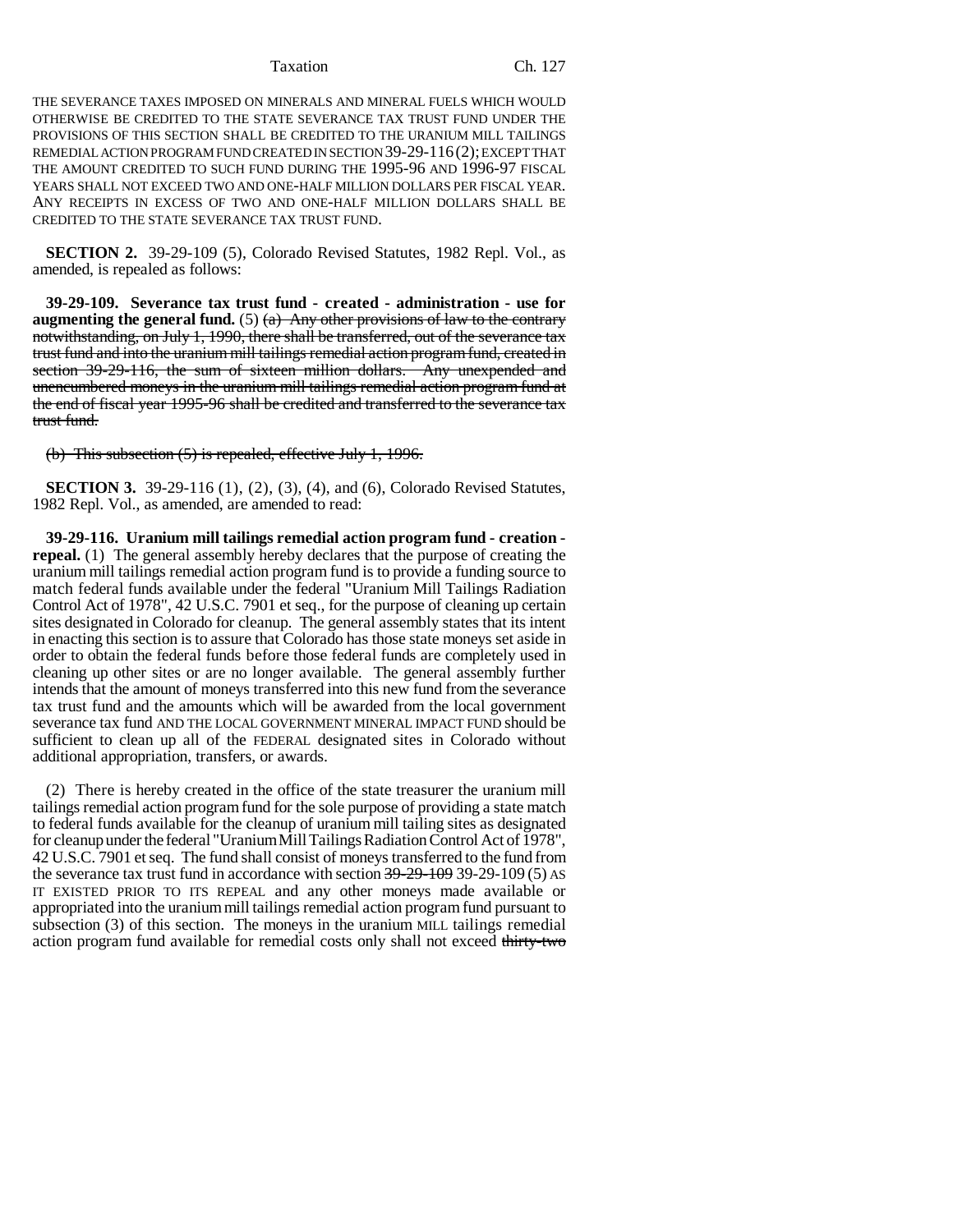THE SEVERANCE TAXES IMPOSED ON MINERALS AND MINERAL FUELS WHICH WOULD OTHERWISE BE CREDITED TO THE STATE SEVERANCE TAX TRUST FUND UNDER THE PROVISIONS OF THIS SECTION SHALL BE CREDITED TO THE URANIUM MILL TAILINGS REMEDIAL ACTION PROGRAM FUND CREATED IN SECTION 39-29-116 (2); EXCEPT THAT THE AMOUNT CREDITED TO SUCH FUND DURING THE 1995-96 AND 1996-97 FISCAL YEARS SHALL NOT EXCEED TWO AND ONE-HALF MILLION DOLLARS PER FISCAL YEAR. ANY RECEIPTS IN EXCESS OF TWO AND ONE-HALF MILLION DOLLARS SHALL BE CREDITED TO THE STATE SEVERANCE TAX TRUST FUND.

**SECTION 2.** 39-29-109 (5), Colorado Revised Statutes, 1982 Repl. Vol., as amended, is repealed as follows:

**39-29-109. Severance tax trust fund - created - administration - use for augmenting the general fund.** (5) ~~(a) Any other provisions of law to the contrary notwithstanding, on July 1, 1990, there shall be transferred, out of the severance tax trust fund and into the uranium mill tailings remedial action program fund, created in section 39-29-116, the sum of sixteen million dollars. Any unexpended and unencumbered moneys in the uranium mill tailings remedial action program fund at the end of fiscal year 1995-96 shall be credited and transferred to the severance tax trust fund.~~

~~(b) This subsection (5) is repealed, effective July 1, 1996.~~

**SECTION 3.** 39-29-116 (1), (2), (3), (4), and (6), Colorado Revised Statutes, 1982 Repl. Vol., as amended, are amended to read:

**39-29-116. Uranium mill tailings remedial action program fund - creation - repeal.** (1) The general assembly hereby declares that the purpose of creating the uranium mill tailings remedial action program fund is to provide a funding source to match federal funds available under the federal "Uranium Mill Tailings Radiation Control Act of 1978", 42 U.S.C. 7901 et seq., for the purpose of cleaning up certain sites designated in Colorado for cleanup. The general assembly states that its intent in enacting this section is to assure that Colorado has those state moneys set aside in order to obtain the federal funds before those federal funds are completely used in cleaning up other sites or are no longer available. The general assembly further intends that the amount of moneys transferred into this new fund from the severance tax trust fund and the amounts which will be awarded from the local government severance tax fund AND THE LOCAL GOVERNMENT MINERAL IMPACT FUND should be sufficient to clean up all of the FEDERAL designated sites in Colorado without additional appropriation, transfers, or awards.

(2) There is hereby created in the office of the state treasurer the uranium mill tailings remedial action program fund for the sole purpose of providing a state match to federal funds available for the cleanup of uranium mill tailing sites as designated for cleanup under the federal "Uranium Mill Tailings Radiation Control Act of 1978", 42 U.S.C. 7901 et seq. The fund shall consist of moneys transferred to the fund from the severance tax trust fund in accordance with section ~~39-29-109~~ 39-29-109 (5) AS IT EXISTED PRIOR TO ITS REPEAL and any other moneys made available or appropriated into the uranium mill tailings remedial action program fund pursuant to subsection (3) of this section. The moneys in the uranium MILL tailings remedial action program fund available for remedial costs only shall not exceed ~~thirty-two~~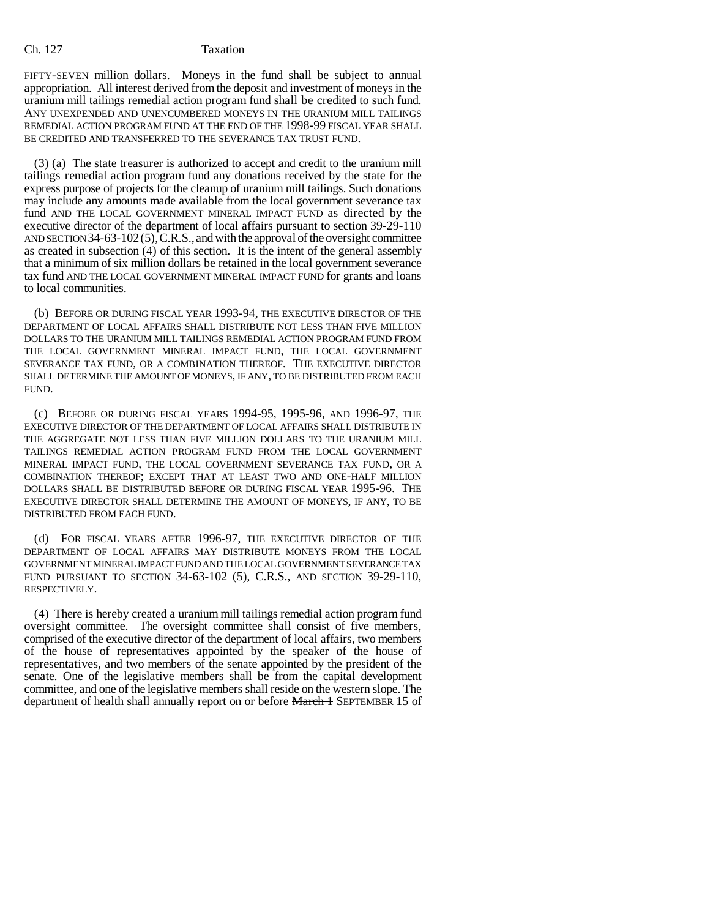FIFTY-SEVEN million dollars. Moneys in the fund shall be subject to annual appropriation. All interest derived from the deposit and investment of moneys in the uranium mill tailings remedial action program fund shall be credited to such fund. ANY UNEXPENDED AND UNENCUMBERED MONEYS IN THE URANIUM MILL TAILINGS REMEDIAL ACTION PROGRAM FUND AT THE END OF THE 1998-99 FISCAL YEAR SHALL BE CREDITED AND TRANSFERRED TO THE SEVERANCE TAX TRUST FUND.

(3) (a) The state treasurer is authorized to accept and credit to the uranium mill tailings remedial action program fund any donations received by the state for the express purpose of projects for the cleanup of uranium mill tailings. Such donations may include any amounts made available from the local government severance tax fund AND THE LOCAL GOVERNMENT MINERAL IMPACT FUND as directed by the executive director of the department of local affairs pursuant to section 39-29-110 AND SECTION 34-63-102 (5), C.R.S., and with the approval of the oversight committee as created in subsection (4) of this section. It is the intent of the general assembly that a minimum of six million dollars be retained in the local government severance tax fund AND THE LOCAL GOVERNMENT MINERAL IMPACT FUND for grants and loans to local communities.

(b) BEFORE OR DURING FISCAL YEAR 1993-94, THE EXECUTIVE DIRECTOR OF THE DEPARTMENT OF LOCAL AFFAIRS SHALL DISTRIBUTE NOT LESS THAN FIVE MILLION DOLLARS TO THE URANIUM MILL TAILINGS REMEDIAL ACTION PROGRAM FUND FROM THE LOCAL GOVERNMENT MINERAL IMPACT FUND, THE LOCAL GOVERNMENT SEVERANCE TAX FUND, OR A COMBINATION THEREOF. THE EXECUTIVE DIRECTOR SHALL DETERMINE THE AMOUNT OF MONEYS, IF ANY, TO BE DISTRIBUTED FROM EACH FUND.

(c) BEFORE OR DURING FISCAL YEARS 1994-95, 1995-96, AND 1996-97, THE EXECUTIVE DIRECTOR OF THE DEPARTMENT OF LOCAL AFFAIRS SHALL DISTRIBUTE IN THE AGGREGATE NOT LESS THAN FIVE MILLION DOLLARS TO THE URANIUM MILL TAILINGS REMEDIAL ACTION PROGRAM FUND FROM THE LOCAL GOVERNMENT MINERAL IMPACT FUND, THE LOCAL GOVERNMENT SEVERANCE TAX FUND, OR A COMBINATION THEREOF; EXCEPT THAT AT LEAST TWO AND ONE-HALF MILLION DOLLARS SHALL BE DISTRIBUTED BEFORE OR DURING FISCAL YEAR 1995-96. THE EXECUTIVE DIRECTOR SHALL DETERMINE THE AMOUNT OF MONEYS, IF ANY, TO BE DISTRIBUTED FROM EACH FUND.

(d) FOR FISCAL YEARS AFTER 1996-97, THE EXECUTIVE DIRECTOR OF THE DEPARTMENT OF LOCAL AFFAIRS MAY DISTRIBUTE MONEYS FROM THE LOCAL GOVERNMENT MINERAL IMPACT FUND AND THE LOCAL GOVERNMENT SEVERANCE TAX FUND PURSUANT TO SECTION 34-63-102 (5), C.R.S., AND SECTION 39-29-110, RESPECTIVELY.

(4) There is hereby created a uranium mill tailings remedial action program fund oversight committee. The oversight committee shall consist of five members, comprised of the executive director of the department of local affairs, two members of the house of representatives appointed by the speaker of the house of representatives, and two members of the senate appointed by the president of the senate. One of the legislative members shall be from the capital development committee, and one of the legislative members shall reside on the western slope. The department of health shall annually report on or before ~~March 1~~ SEPTEMBER 15 of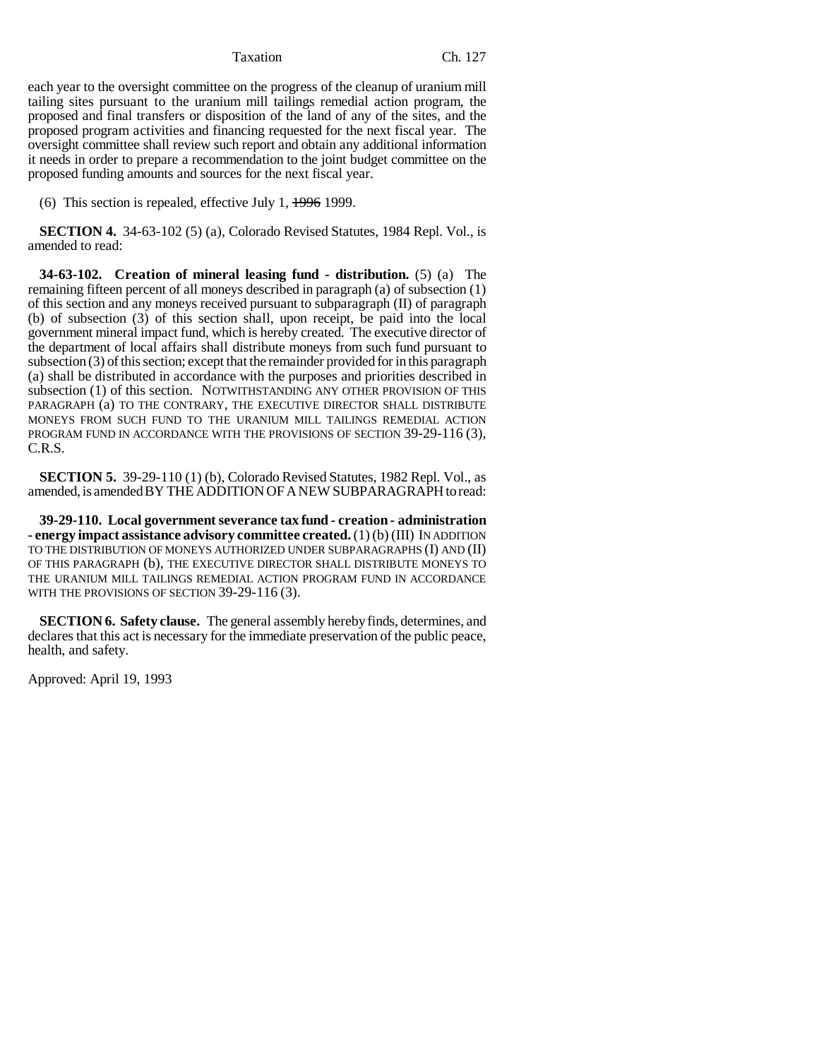each year to the oversight committee on the progress of the cleanup of uranium mill tailing sites pursuant to the uranium mill tailings remedial action program, the proposed and final transfers or disposition of the land of any of the sites, and the proposed program activities and financing requested for the next fiscal year. The oversight committee shall review such report and obtain any additional information it needs in order to prepare a recommendation to the joint budget committee on the proposed funding amounts and sources for the next fiscal year.

(6) This section is repealed, effective July 1, ~~1996~~ 1999.

**SECTION 4.** 34-63-102 (5) (a), Colorado Revised Statutes, 1984 Repl. Vol., is amended to read:

**34-63-102. Creation of mineral leasing fund - distribution.** (5) (a) The remaining fifteen percent of all moneys described in paragraph (a) of subsection (1) of this section and any moneys received pursuant to subparagraph (II) of paragraph (b) of subsection (3) of this section shall, upon receipt, be paid into the local government mineral impact fund, which is hereby created. The executive director of the department of local affairs shall distribute moneys from such fund pursuant to subsection (3) of this section; except that the remainder provided for in this paragraph (a) shall be distributed in accordance with the purposes and priorities described in subsection (1) of this section. NOTWITHSTANDING ANY OTHER PROVISION OF THIS PARAGRAPH (a) TO THE CONTRARY, THE EXECUTIVE DIRECTOR SHALL DISTRIBUTE MONEYS FROM SUCH FUND TO THE URANIUM MILL TAILINGS REMEDIAL ACTION PROGRAM FUND IN ACCORDANCE WITH THE PROVISIONS OF SECTION 39-29-116 (3), C.R.S.

**SECTION 5.** 39-29-110 (1) (b), Colorado Revised Statutes, 1982 Repl. Vol., as amended, is amended BY THE ADDITION OF A NEW SUBPARAGRAPH to read:

**39-29-110. Local government severance tax fund - creation - administration - energy impact assistance advisory committee created.** (1) (b) (III) IN ADDITION TO THE DISTRIBUTION OF MONEYS AUTHORIZED UNDER SUBPARAGRAPHS (I) AND (II) OF THIS PARAGRAPH (b), THE EXECUTIVE DIRECTOR SHALL DISTRIBUTE MONEYS TO THE URANIUM MILL TAILINGS REMEDIAL ACTION PROGRAM FUND IN ACCORDANCE WITH THE PROVISIONS OF SECTION 39-29-116 (3).

**SECTION 6. Safety clause.** The general assembly hereby finds, determines, and declares that this act is necessary for the immediate preservation of the public peace, health, and safety.

Approved: April 19, 1993